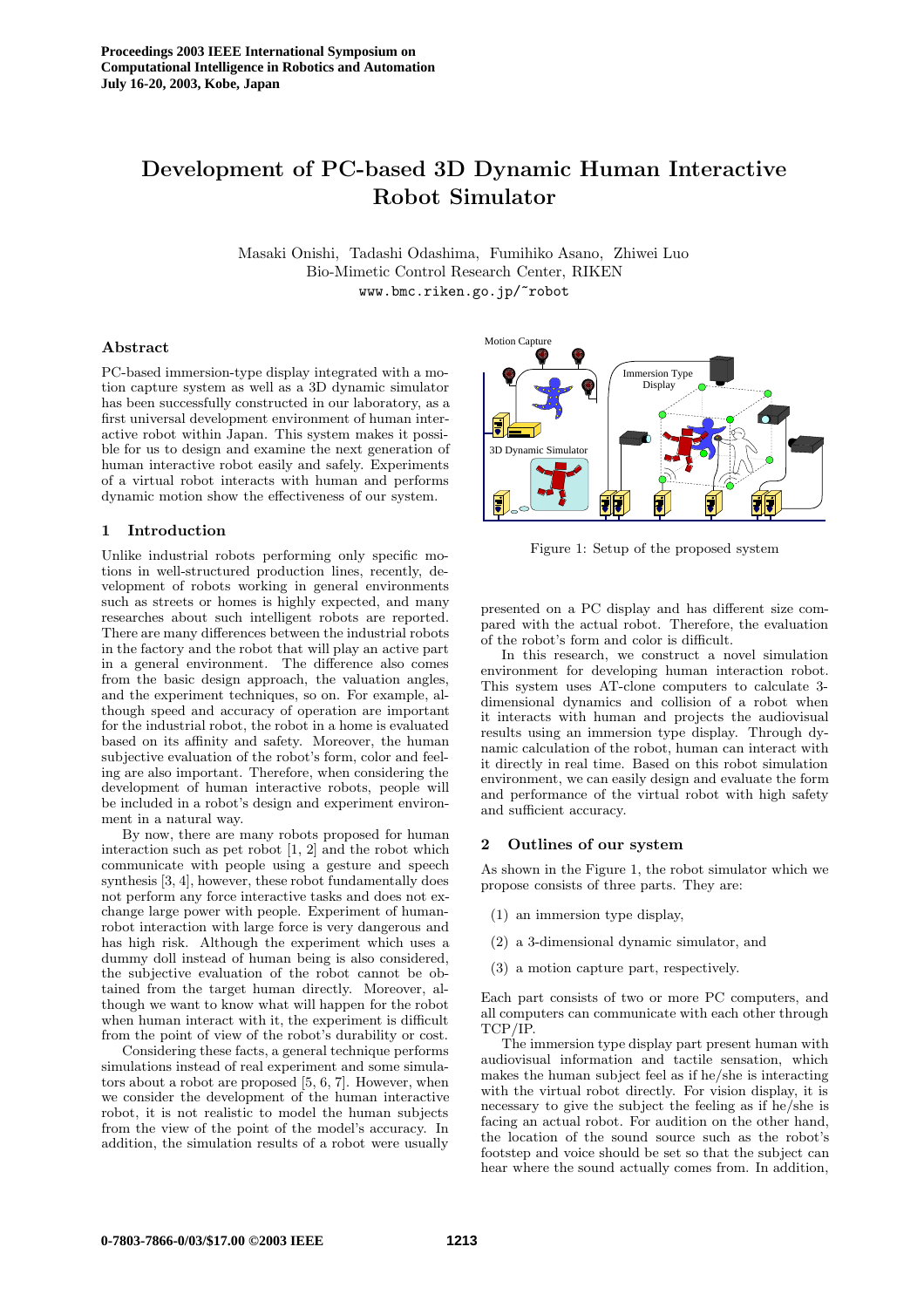# Development of PC-based 3D Dynamic Human Interactive Robot Simulator

Masaki Onishi, Tadashi Odashima, Fumihiko Asano, Zhiwei Luo
Bio-Mimetic Control Research Center, RIKEN
www.bmc.riken.go.jp/~robot

## Abstract

PC-based immersion-type display integrated with a motion capture system as well as a 3D dynamic simulator has been successfully constructed in our laboratory, as a first universal development environment of human interactive robot within Japan. This system makes it possible for us to design and examine the next generation of human interactive robot easily and safely. Experiments of a virtual robot interacts with human and performs dynamic motion show the effectiveness of our system.

## 1 Introduction

Unlike industrial robots performing only specific motions in well-structured production lines, recently, development of robots working in general environments such as streets or homes is highly expected, and many researches about such intelligent robots are reported. There are many differences between the industrial robots in the factory and the robot that will play an active part in a general environment. The difference also comes from the basic design approach, the valuation angles, and the experiment techniques, so on. For example, although speed and accuracy of operation are important for the industrial robot, the robot in a home is evaluated based on its affinity and safety. Moreover, the human subjective evaluation of the robot's form, color and feeling are also important. Therefore, when considering the development of human interactive robots, people will be included in a robot's design and experiment environment in a natural way.

By now, there are many robots proposed for human interaction such as pet robot [1, 2] and the robot which communicate with people using a gesture and speech synthesis [3, 4], however, these robot fundamentally does not perform any force interactive tasks and does not exchange large power with people. Experiment of human-robot interaction with large force is very dangerous and has high risk. Although the experiment which uses a dummy doll instead of human being is also considered, the subjective evaluation of the robot cannot be obtained from the target human directly. Moreover, although we want to know what will happen for the robot when human interact with it, the experiment is difficult from the point of view of the robot's durability or cost.

Considering these facts, a general technique performs simulations instead of real experiment and some simulators about a robot are proposed [5, 6, 7]. However, when we consider the development of the human interactive robot, it is not realistic to model the human subjects from the view of the point of the model's accuracy. In addition, the simulation results of a robot were usually presented on a PC display and has different size compared with the actual robot. Therefore, the evaluation of the robot's form and color is difficult.

Figure 1: Setup of the proposed system

In this research, we construct a novel simulation environment for developing human interaction robot. This system uses AT-clone computers to calculate 3-dimensional dynamics and collision of a robot when it interacts with human and projects the audiovisual results using an immersion type display. Through dynamic calculation of the robot, human can interact with it directly in real time. Based on this robot simulation environment, we can easily design and evaluate the form and performance of the virtual robot with high safety and sufficient accuracy.

## 2 Outlines of our system

As shown in the Figure 1, the robot simulator which we propose consists of three parts. They are:

(1) an immersion type display,

(2) a 3-dimensional dynamic simulator, and

(3) a motion capture part, respectively.

Each part consists of two or more PC computers, and all computers can communicate with each other through TCP/IP.

The immersion type display part present human with audiovisual information and tactile sensation, which makes the human subject feel as if he/she is interacting with the virtual robot directly. For vision display, it is necessary to give the subject the feeling as if he/she is facing an actual robot. For audition on the other hand, the location of the sound source such as the robot's footstep and voice should be set so that the subject can hear where the sound actually comes from. In addition,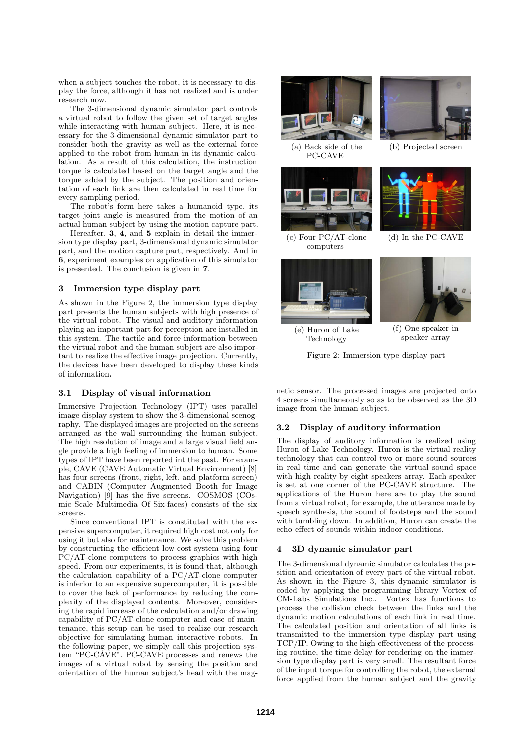when a subject touches the robot, it is necessary to display the force, although it has not realized and is under research now.

The 3-dimensional dynamic simulator part controls a virtual robot to follow the given set of target angles while interacting with human subject. Here, it is necessary for the 3-dimensional dynamic simulator part to consider both the gravity as well as the external force applied to the robot from human in its dynamic calculation. As a result of this calculation, the instruction torque is calculated based on the target angle and the torque added by the subject. The position and orientation of each link are then calculated in real time for every sampling period.

The robot's form here takes a humanoid type, its target joint angle is measured from the motion of an actual human subject by using the motion capture part.

Hereafter, **3**, **4**, and **5** explain in detail the immersion type display part, 3-dimensional dynamic simulator part, and the motion capture part, respectively. And in **6**, experiment examples on application of this simulator is presented. The conclusion is given in **7**.

## 3 Immersion type display part

As shown in the Figure 2, the immersion type display part presents the human subjects with high presence of the virtual robot. The visual and auditory information playing an important part for perception are installed in this system. The tactile and force information between the virtual robot and the human subject are also important to realize the effective image projection. Currently, the devices have been developed to display these kinds of information.

### 3.1 Display of visual information

Immersive Projection Technology (IPT) uses parallel image display system to show the 3-dimensional scenography. The displayed images are projected on the screens arranged as the wall surrounding the human subject. The high resolution of image and a large visual field angle provide a high feeling of immersion to human. Some types of IPT have been reported int the past. For example, CAVE (CAVE Automatic Virtual Environment) [8] has four screens (front, right, left, and platform screen) and CABIN (Computer Augmented Booth for Image Navigation) [9] has the five screens. COSMOS (COSmic Scale Multimedia Of Six-faces) consists of the six screens.

Since conventional IPT is constituted with the expensive supercomputer, it required high cost not only for using it but also for maintenance. We solve this problem by constructing the efficient low cost system using four PC/AT-clone computers to process graphics with high speed. From our experiments, it is found that, although the calculation capability of a PC/AT-clone computer is inferior to an expensive supercomputer, it is possible to cover the lack of performance by reducing the complexity of the displayed contents. Moreover, considering the rapid increase of the calculation and/or drawing capability of PC/AT-clone computer and ease of maintenance, this setup can be used to realize our research objective for simulating human interactive robots. In the following paper, we simply call this projection system "PC-CAVE". PC-CAVE processes and renews the images of a virtual robot by sensing the position and orientation of the human subject's head with the magnetic sensor. The processed images are projected onto 4 screens simultaneously so as to be observed as the 3D image from the human subject.

(a) Back side of the PC-CAVE

(b) Projected screen

(c) Four PC/AT-clone computers

(d) In the PC-CAVE

(e) Huron of Lake Technology

(f) One speaker in speaker array

Figure 2: Immersion type display part

### 3.2 Display of auditory information

The display of auditory information is realized using Huron of Lake Technology. Huron is the virtual reality technology that can control two or more sound sources in real time and can generate the virtual sound space with high reality by eight speakers array. Each speaker is set at one corner of the PC-CAVE structure. The applications of the Huron here are to play the sound from a virtual robot, for example, the utterance made by speech synthesis, the sound of footsteps and the sound with tumbling down. In addition, Huron can create the echo effect of sounds within indoor conditions.

## 4 3D dynamic simulator part

The 3-dimensional dynamic simulator calculates the position and orientation of every part of the virtual robot. As shown in the Figure 3, this dynamic simulator is coded by applying the programming library Vortex of CM-Labs Simulations Inc.. Vortex has functions to process the collision check between the links and the dynamic motion calculations of each link in real time. The calculated position and orientation of all links is transmitted to the immersion type display part using TCP/IP. Owing to the high effectiveness of the processing routine, the time delay for rendering on the immersion type display part is very small. The resultant force of the input torque for controlling the robot, the external force applied from the human subject and the gravity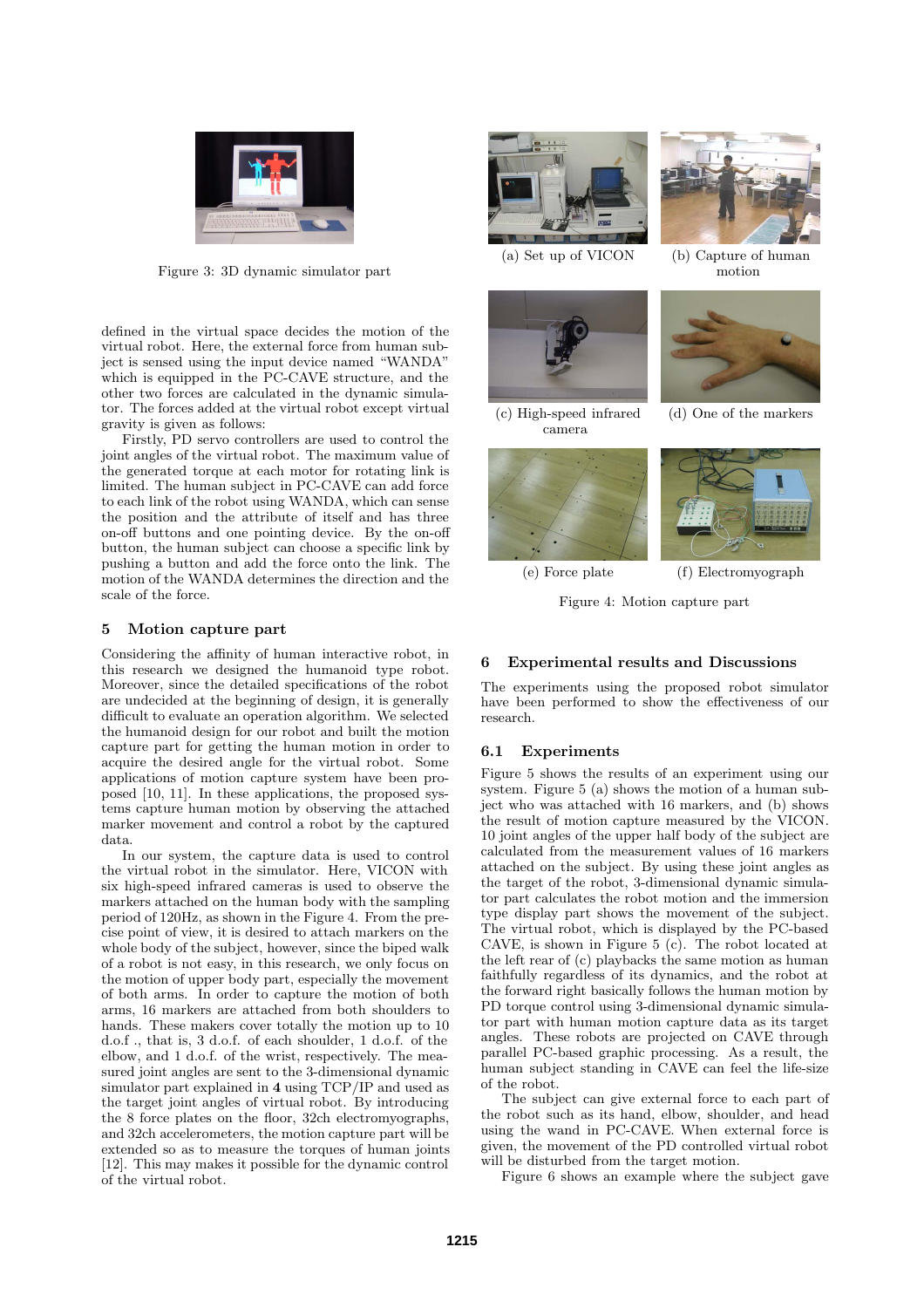Figure 3: 3D dynamic simulator part

defined in the virtual space decides the motion of the virtual robot. Here, the external force from human subject is sensed using the input device named "WANDA" which is equipped in the PC-CAVE structure, and the other two forces are calculated in the dynamic simulator. The forces added at the virtual robot except virtual gravity is given as follows:

Firstly, PD servo controllers are used to control the joint angles of the virtual robot. The maximum value of the generated torque at each motor for rotating link is limited. The human subject in PC-CAVE can add force to each link of the robot using WANDA, which can sense the position and the attribute of itself and has three on-off buttons and one pointing device. By the on-off button, the human subject can choose a specific link by pushing a button and add the force onto the link. The motion of the WANDA determines the direction and the scale of the force.

## 5 Motion capture part

Considering the affinity of human interactive robot, in this research we designed the humanoid type robot. Moreover, since the detailed specifications of the robot are undecided at the beginning of design, it is generally difficult to evaluate an operation algorithm. We selected the humanoid design for our robot and built the motion capture part for getting the human motion in order to acquire the desired angle for the virtual robot. Some applications of motion capture system have been proposed [10, 11]. In these applications, the proposed systems capture human motion by observing the attached marker movement and control a robot by the captured data.

In our system, the capture data is used to control the virtual robot in the simulator. Here, VICON with six high-speed infrared cameras is used to observe the markers attached on the human body with the sampling period of 120Hz, as shown in the Figure 4. From the precise point of view, it is desired to attach markers on the whole body of the subject, however, since the biped walk of a robot is not easy, in this research, we only focus on the motion of upper body part, especially the movement of both arms. In order to capture the motion of both arms, 16 markers are attached from both shoulders to hands. These makers cover totally the motion up to 10 d.o.f ., that is, 3 d.o.f. of each shoulder, 1 d.o.f. of the elbow, and 1 d.o.f. of the wrist, respectively. The measured joint angles are sent to the 3-dimensional dynamic simulator part explained in **4** using TCP/IP and used as the target joint angles of virtual robot. By introducing the 8 force plates on the floor, 32ch electromyographs, and 32ch accelerometers, the motion capture part will be extended so as to measure the torques of human joints [12]. This may makes it possible for the dynamic control of the virtual robot.

(a) Set up of VICON

(b) Capture of human motion

(c) High-speed infrared camera

(d) One of the markers

(e) Force plate

(f) Electromyograph

Figure 4: Motion capture part

## 6 Experimental results and Discussions

The experiments using the proposed robot simulator have been performed to show the effectiveness of our research.

### 6.1 Experiments

Figure 5 shows the results of an experiment using our system. Figure 5 (a) shows the motion of a human subject who was attached with 16 markers, and (b) shows the result of motion capture measured by the VICON. 10 joint angles of the upper half body of the subject are calculated from the measurement values of 16 markers attached on the subject. By using these joint angles as the target of the robot, 3-dimensional dynamic simulator part calculates the robot motion and the immersion type display part shows the movement of the subject. The virtual robot, which is displayed by the PC-based CAVE, is shown in Figure 5 (c). The robot located at the left rear of (c) playbacks the same motion as human faithfully regardless of its dynamics, and the robot at the forward right basically follows the human motion by PD torque control using 3-dimensional dynamic simulator part with human motion capture data as its target angles. These robots are projected on CAVE through parallel PC-based graphic processing. As a result, the human subject standing in CAVE can feel the life-size of the robot.

The subject can give external force to each part of the robot such as its hand, elbow, shoulder, and head using the wand in PC-CAVE. When external force is given, the movement of the PD controlled virtual robot will be disturbed from the target motion.

Figure 6 shows an example where the subject gave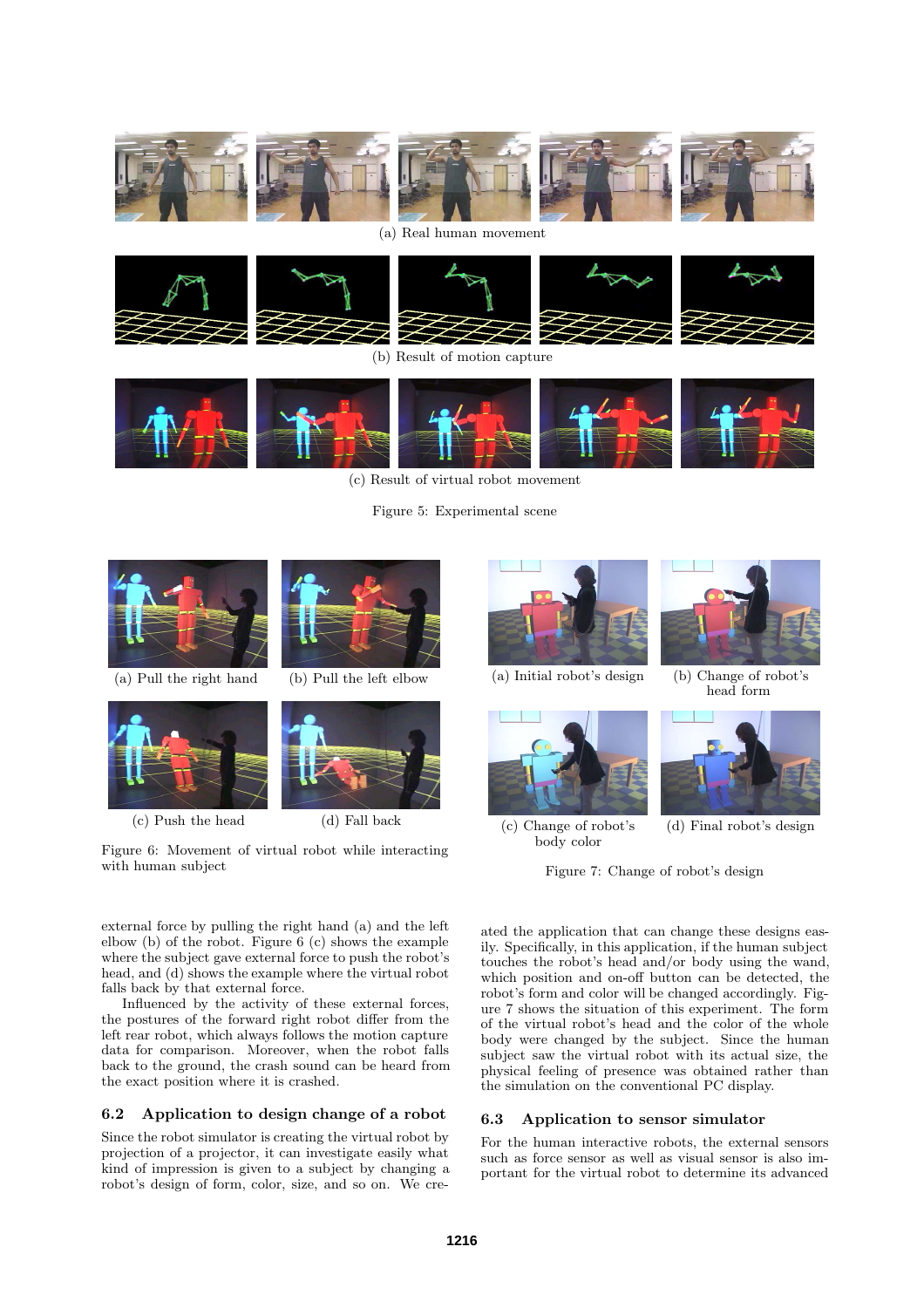(a) Real human movement

(b) Result of motion capture

(c) Result of virtual robot movement

Figure 5: Experimental scene

(a) Pull the right hand (b) Pull the left elbow

(c) Push the head (d) Fall back

Figure 6: Movement of virtual robot while interacting with human subject

(a) Initial robot's design (b) Change of robot's head form

(c) Change of robot's body color (d) Final robot's design

Figure 7: Change of robot's design

external force by pulling the right hand (a) and the left elbow (b) of the robot. Figure 6 (c) shows the example where the subject gave external force to push the robot's head, and (d) shows the example where the virtual robot falls back by that external force.

Influenced by the activity of these external forces, the postures of the forward right robot differ from the left rear robot, which always follows the motion capture data for comparison. Moreover, when the robot falls back to the ground, the crash sound can be heard from the exact position where it is crashed.

### 6.2 Application to design change of a robot

Since the robot simulator is creating the virtual robot by projection of a projector, it can investigate easily what kind of impression is given to a subject by changing a robot's design of form, color, size, and so on. We created the application that can change these designs easily. Specifically, in this application, if the human subject touches the robot's head and/or body using the wand, which position and on-off button can be detected, the robot's form and color will be changed accordingly. Figure 7 shows the situation of this experiment. The form of the virtual robot's head and the color of the whole body were changed by the subject. Since the human subject saw the virtual robot with its actual size, the physical feeling of presence was obtained rather than the simulation on the conventional PC display.

### 6.3 Application to sensor simulator

For the human interactive robots, the external sensors such as force sensor as well as visual sensor is also important for the virtual robot to determine its advanced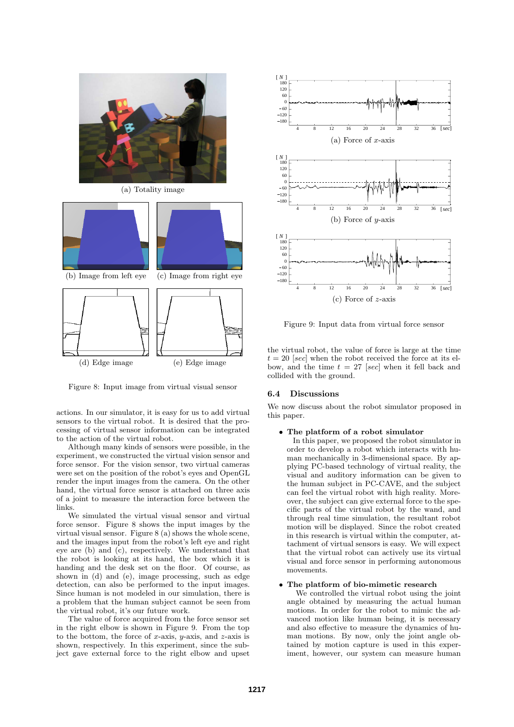(a) Totality image

(b) Image from left eye

(c) Image from right eye

(d) Edge image

(e) Edge image

Figure 8: Input image from virtual visual sensor

actions. In our simulator, it is easy for us to add virtual sensors to the virtual robot. It is desired that the processing of virtual sensor information can be integrated to the action of the virtual robot.

Although many kinds of sensors were possible, in the experiment, we constructed the virtual vision sensor and force sensor. For the vision sensor, two virtual cameras were set on the position of the robot's eyes and OpenGL render the input images from the camera. On the other hand, the virtual force sensor is attached on three axis of a joint to measure the interaction force between the links.

We simulated the virtual visual sensor and virtual force sensor. Figure 8 shows the input images by the virtual visual sensor. Figure 8 (a) shows the whole scene, and the images input from the robot's left eye and right eye are (b) and (c), respectively. We understand that the robot is looking at its hand, the box which it is handing and the desk set on the floor. Of course, as shown in (d) and (e), image processing, such as edge detection, can also be performed to the input images. Since human is not modeled in our simulation, there is a problem that the human subject cannot be seen from the virtual robot, it's our future work.

The value of force acquired from the force sensor set in the right elbow is shown in Figure 9. From the top to the bottom, the force of $x$-axis, $y$-axis, and $z$-axis is shown, respectively. In this experiment, since the subject gave external force to the right elbow and upset

(a) Force of $x$-axis

(b) Force of $y$-axis

(c) Force of $z$-axis

Figure 9: Input data from virtual force sensor

the virtual robot, the value of force is large at the time $t = 20$ [$sec$] when the robot received the force at its elbow, and the time $t = 27$ [$sec$] when it fell back and collided with the ground.

## 6.4 Discussions

We now discuss about the robot simulator proposed in this paper.

- **The platform of a robot simulator**
  In this paper, we proposed the robot simulator in order to develop a robot which interacts with human mechanically in 3-dimensional space. By applying PC-based technology of virtual reality, the visual and auditory information can be given to the human subject in PC-CAVE, and the subject can feel the virtual robot with high reality. Moreover, the subject can give external force to the specific parts of the virtual robot by the wand, and through real time simulation, the resultant robot motion will be displayed. Since the robot created in this research is virtual within the computer, attachment of virtual sensors is easy. We will expect that the virtual robot can actively use its virtual visual and force sensor in performing autonomous movements.

- **The platform of bio-mimetic research**
  We controlled the virtual robot using the joint angle obtained by measuring the actual human motions. In order for the robot to mimic the advanced motion like human being, it is necessary and also effective to measure the dynamics of human motions. By now, only the joint angle obtained by motion capture is used in this experiment, however, our system can measure human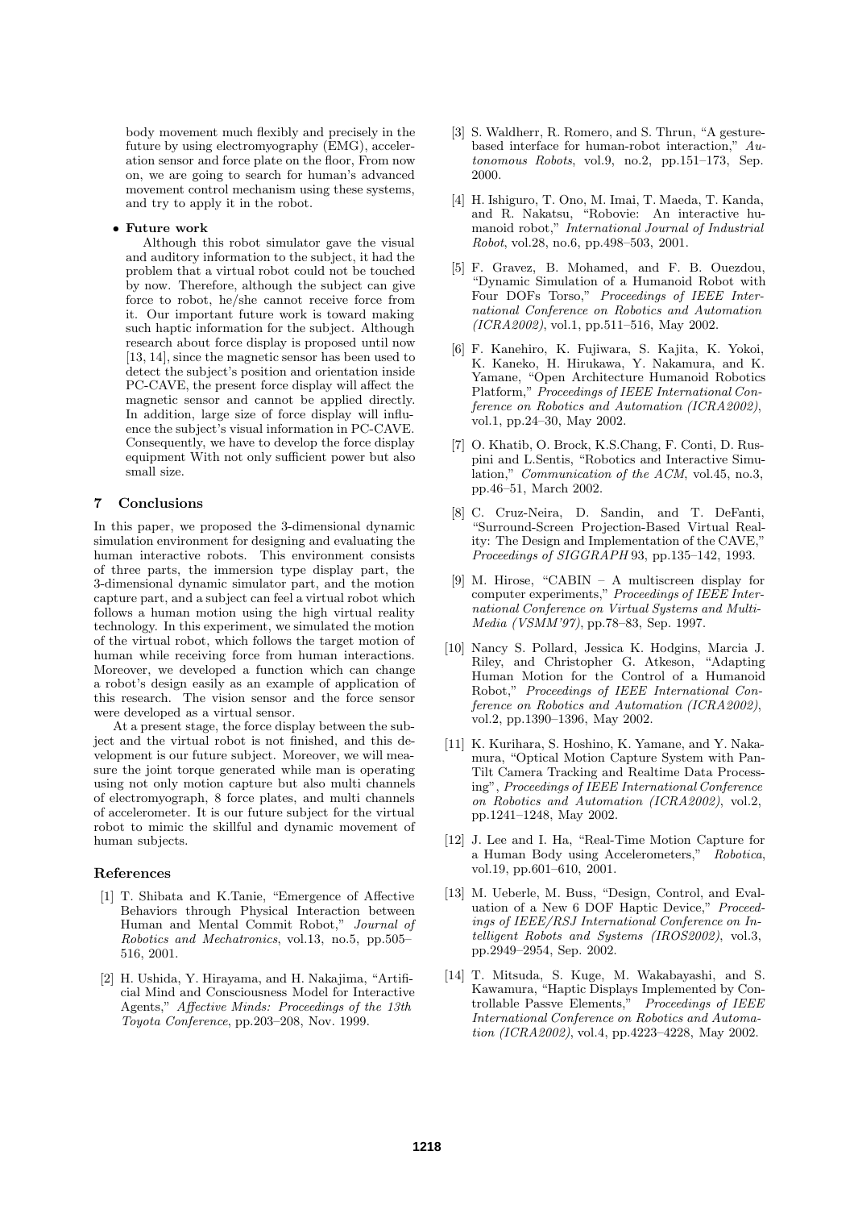body movement much flexibly and precisely in the future by using electromyography (EMG), acceleration sensor and force plate on the floor, From now on, we are going to search for human's advanced movement control mechanism using these systems, and try to apply it in the robot.

- **Future work**

  Although this robot simulator gave the visual and auditory information to the subject, it had the problem that a virtual robot could not be touched by now. Therefore, although the subject can give force to robot, he/she cannot receive force from it. Our important future work is toward making such haptic information for the subject. Although research about force display is proposed until now [13, 14], since the magnetic sensor has been used to detect the subject's position and orientation inside PC-CAVE, the present force display will affect the magnetic sensor and cannot be applied directly. In addition, large size of force display will influence the subject's visual information in PC-CAVE. Consequently, we have to develop the force display equipment With not only sufficient power but also small size.

## 7 Conclusions

In this paper, we proposed the 3-dimensional dynamic simulation environment for designing and evaluating the human interactive robots. This environment consists of three parts, the immersion type display part, the 3-dimensional dynamic simulator part, and the motion capture part, and a subject can feel a virtual robot which follows a human motion using the high virtual reality technology. In this experiment, we simulated the motion of the virtual robot, which follows the target motion of human while receiving force from human interactions. Moreover, we developed a function which can change a robot's design easily as an example of application of this research. The vision sensor and the force sensor were developed as a virtual sensor.

At a present stage, the force display between the subject and the virtual robot is not finished, and this development is our future subject. Moreover, we will measure the joint torque generated while man is operating using not only motion capture but also multi channels of electromyograph, 8 force plates, and multi channels of accelerometer. It is our future subject for the virtual robot to mimic the skillful and dynamic movement of human subjects.

## References

[1] T. Shibata and K.Tanie, "Emergence of Affective Behaviors through Physical Interaction between Human and Mental Commit Robot," *Journal of Robotics and Mechatronics*, vol.13, no.5, pp.505–516, 2001.

[2] H. Ushida, Y. Hirayama, and H. Nakajima, "Artificial Mind and Consciousness Model for Interactive Agents," *Affective Minds: Proceedings of the 13th Toyota Conference*, pp.203–208, Nov. 1999.

[3] S. Waldherr, R. Romero, and S. Thrun, "A gesture-based interface for human-robot interaction," *Autonomous Robots*, vol.9, no.2, pp.151–173, Sep. 2000.

[4] H. Ishiguro, T. Ono, M. Imai, T. Maeda, T. Kanda, and R. Nakatsu, "Robovie: An interactive humanoid robot," *International Journal of Industrial Robot*, vol.28, no.6, pp.498–503, 2001.

[5] F. Gravez, B. Mohamed, and F. B. Ouezdou, "Dynamic Simulation of a Humanoid Robot with Four DOFs Torso," *Proceedings of IEEE International Conference on Robotics and Automation (ICRA2002)*, vol.1, pp.511–516, May 2002.

[6] F. Kanehiro, K. Fujiwara, S. Kajita, K. Yokoi, K. Kaneko, H. Hirukawa, Y. Nakamura, and K. Yamane, "Open Architecture Humanoid Robotics Platform," *Proceedings of IEEE International Conference on Robotics and Automation (ICRA2002)*, vol.1, pp.24–30, May 2002.

[7] O. Khatib, O. Brock, K.S.Chang, F. Conti, D. Ruspini and L.Sentis, "Robotics and Interactive Simulation," *Communication of the ACM*, vol.45, no.3, pp.46–51, March 2002.

[8] C. Cruz-Neira, D. Sandin, and T. DeFanti, "Surround-Screen Projection-Based Virtual Reality: The Design and Implementation of the CAVE," *Proceedings of SIGGRAPH* 93, pp.135–142, 1993.

[9] M. Hirose, "CABIN – A multiscreen display for computer experiments," *Proceedings of IEEE International Conference on Virtual Systems and MultiMedia (VSMM'97)*, pp.78–83, Sep. 1997.

[10] Nancy S. Pollard, Jessica K. Hodgins, Marcia J. Riley, and Christopher G. Atkeson, "Adapting Human Motion for the Control of a Humanoid Robot," *Proceedings of IEEE International Conference on Robotics and Automation (ICRA2002)*, vol.2, pp.1390–1396, May 2002.

[11] K. Kurihara, S. Hoshino, K. Yamane, and Y. Nakamura, "Optical Motion Capture System with Pan-Tilt Camera Tracking and Realtime Data Processing", *Proceedings of IEEE International Conference on Robotics and Automation (ICRA2002)*, vol.2, pp.1241–1248, May 2002.

[12] J. Lee and I. Ha, "Real-Time Motion Capture for a Human Body using Accelerometers," *Robotica*, vol.19, pp.601–610, 2001.

[13] M. Ueberle, M. Buss, "Design, Control, and Evaluation of a New 6 DOF Haptic Device," *Proceedings of IEEE/RSJ International Conference on Intelligent Robots and Systems (IROS2002)*, vol.3, pp.2949–2954, Sep. 2002.

[14] T. Mitsuda, S. Kuge, M. Wakabayashi, and S. Kawamura, "Haptic Displays Implemented by Controllable Passve Elements," *Proceedings of IEEE International Conference on Robotics and Automation (ICRA2002)*, vol.4, pp.4223–4228, May 2002.